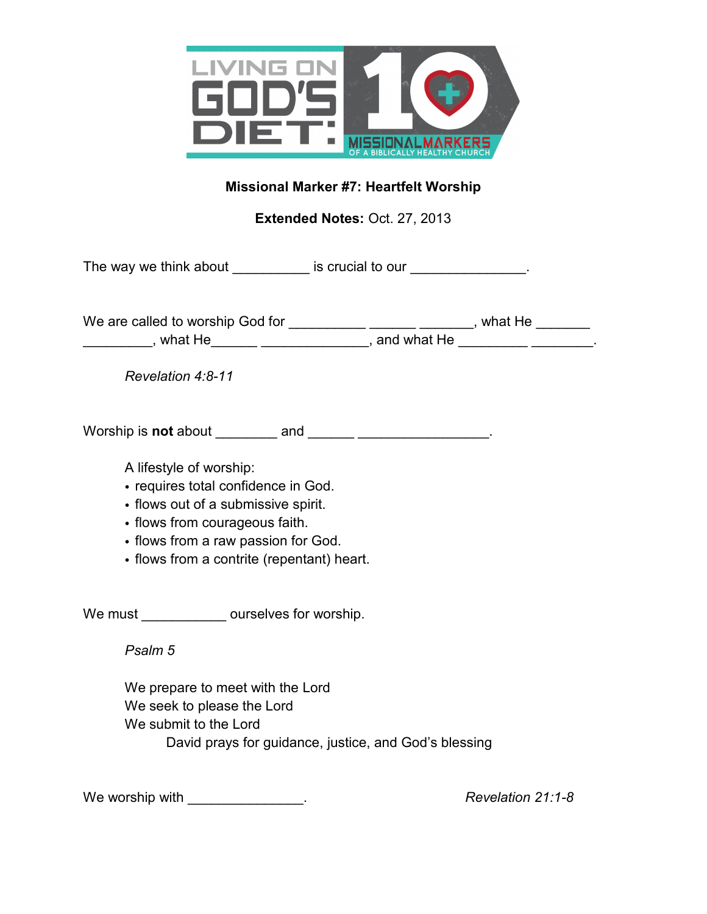LIVING ON GOD'S DIET: 10 MISSIONAL MARKERS OF A BIBLICALLY HEALTHY CHURCH

**Missional Marker #7: Heartfelt Worship**

**Extended Notes:** Oct. 27, 2013

The way we think about __________ is crucial to our _______________.

We are called to worship God for __________ ______ _______, what He _______ _________, what He______ ______________, and what He _________ ________.

*Revelation 4:8-11*

Worship is **not** about ________ and ______ _________________.

A lifestyle of worship:
- requires total confidence in God.
- flows out of a submissive spirit.
- flows from courageous faith.
- flows from a raw passion for God.
- flows from a contrite (repentant) heart.

We must ___________ ourselves for worship.

*Psalm 5*

We prepare to meet with the Lord
We seek to please the Lord
We submit to the Lord
David prays for guidance, justice, and God's blessing

We worship with _______________. *Revelation 21:1-8*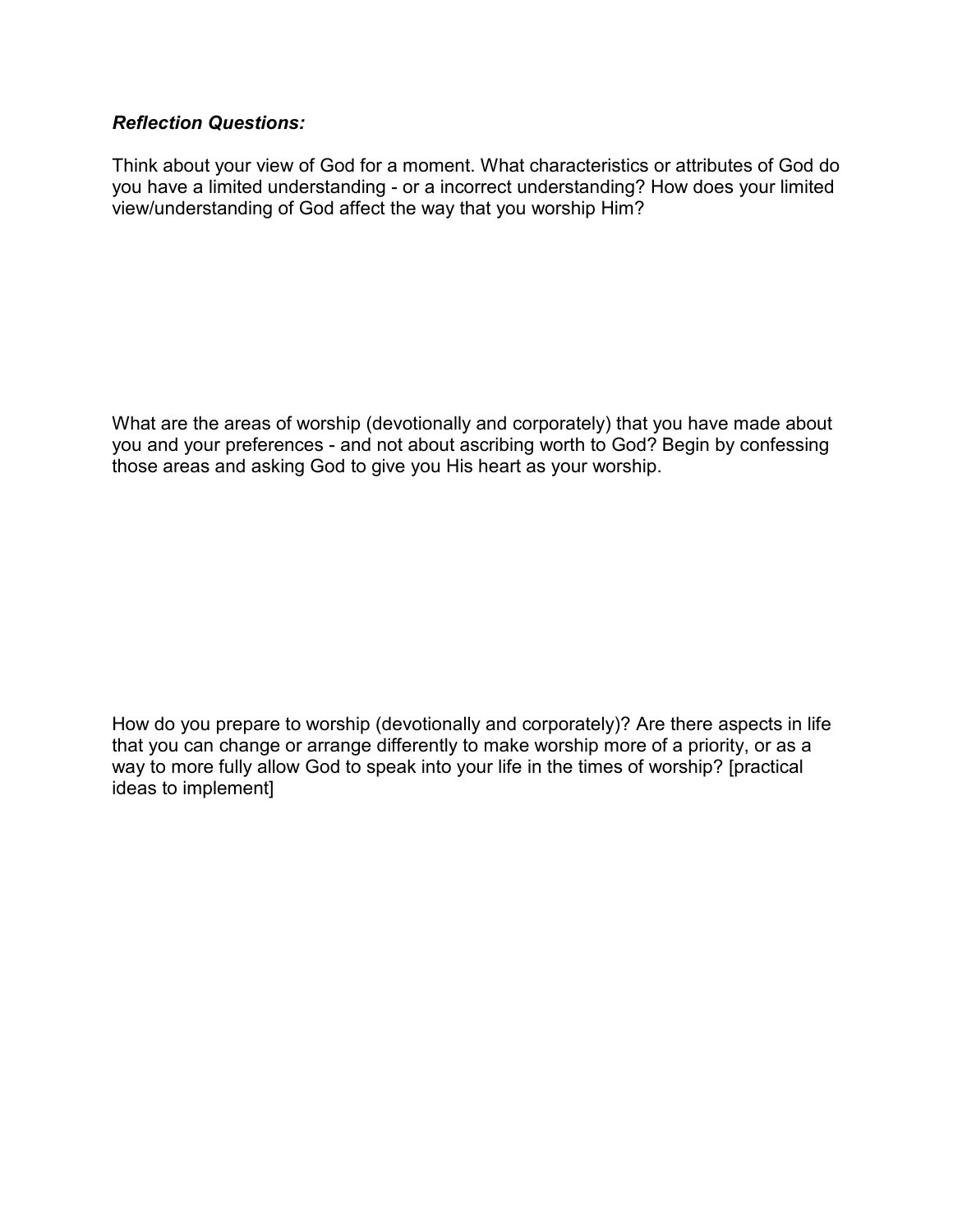***Reflection Questions:***

Think about your view of God for a moment. What characteristics or attributes of God do you have a limited understanding - or a incorrect understanding? How does your limited view/understanding of God affect the way that you worship Him?

What are the areas of worship (devotionally and corporately) that you have made about you and your preferences - and not about ascribing worth to God? Begin by confessing those areas and asking God to give you His heart as your worship.

How do you prepare to worship (devotionally and corporately)? Are there aspects in life that you can change or arrange differently to make worship more of a priority, or as a way to more fully allow God to speak into your life in the times of worship? [practical ideas to implement]